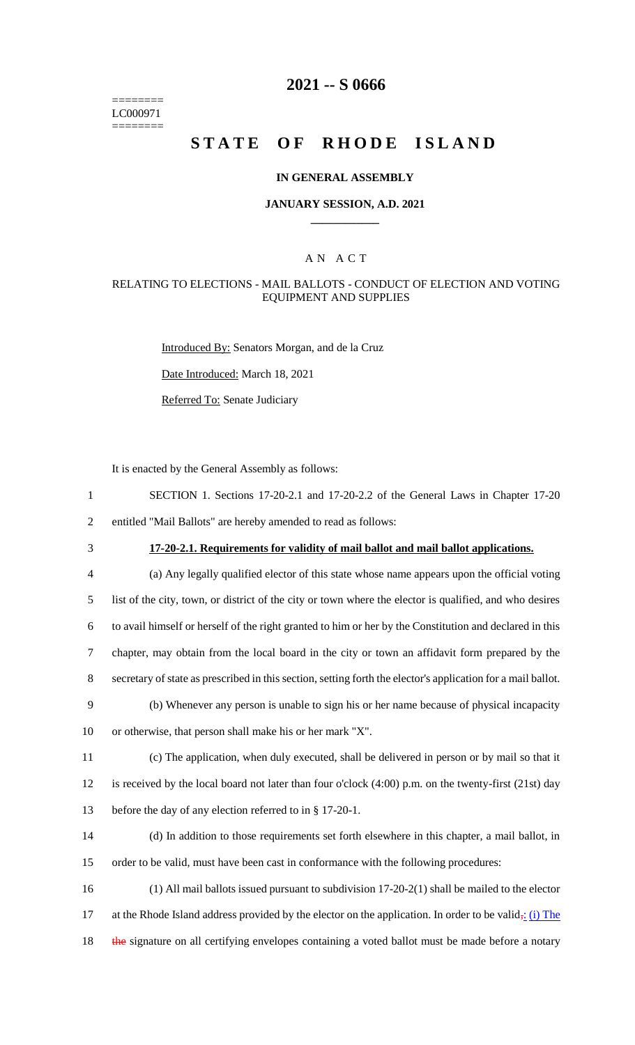========
LC000971
========

# 2021 -- S 0666

# STATE OF RHODE ISLAND

## IN GENERAL ASSEMBLY

### JANUARY SESSION, A.D. 2021

## A N A C T

### RELATING TO ELECTIONS - MAIL BALLOTS - CONDUCT OF ELECTION AND VOTING EQUIPMENT AND SUPPLIES

Introduced By: Senators Morgan, and de la Cruz

Date Introduced: March 18, 2021

Referred To: Senate Judiciary

It is enacted by the General Assembly as follows:

1 SECTION 1. Sections 17-20-2.1 and 17-20-2.2 of the General Laws in Chapter 17-20
2 entitled "Mail Ballots" are hereby amended to read as follows:

3 **17-20-2.1. Requirements for validity of mail ballot and mail ballot applications.**

4 (a) Any legally qualified elector of this state whose name appears upon the official voting
5 list of the city, town, or district of the city or town where the elector is qualified, and who desires
6 to avail himself or herself of the right granted to him or her by the Constitution and declared in this
7 chapter, may obtain from the local board in the city or town an affidavit form prepared by the
8 secretary of state as prescribed in this section, setting forth the elector's application for a mail ballot.

9 (b) Whenever any person is unable to sign his or her name because of physical incapacity
10 or otherwise, that person shall make his or her mark "X".

11 (c) The application, when duly executed, shall be delivered in person or by mail so that it
12 is received by the local board not later than four o'clock (4:00) p.m. on the twenty-first (21st) day
13 before the day of any election referred to in § 17-20-1.

14 (d) In addition to those requirements set forth elsewhere in this chapter, a mail ballot, in
15 order to be valid, must have been cast in conformance with the following procedures:

16 (1) All mail ballots issued pursuant to subdivision 17-20-2(1) shall be mailed to the elector
17 at the Rhode Island address provided by the elector on the application. In order to be valid,: (i) The
18 the signature on all certifying envelopes containing a voted ballot must be made before a notary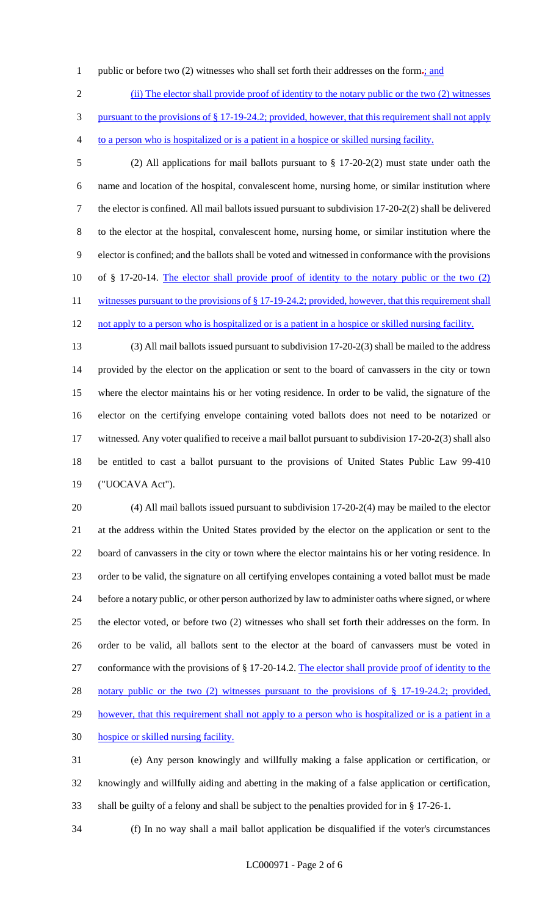public or before two (2) witnesses who shall set forth their addresses on the form.; and

(ii) The elector shall provide proof of identity to the notary public or the two (2) witnesses pursuant to the provisions of § 17-19-24.2; provided, however, that this requirement shall not apply to a person who is hospitalized or is a patient in a hospice or skilled nursing facility.

(2) All applications for mail ballots pursuant to § 17-20-2(2) must state under oath the name and location of the hospital, convalescent home, nursing home, or similar institution where the elector is confined. All mail ballots issued pursuant to subdivision 17-20-2(2) shall be delivered to the elector at the hospital, convalescent home, nursing home, or similar institution where the elector is confined; and the ballots shall be voted and witnessed in conformance with the provisions of § 17-20-14. The elector shall provide proof of identity to the notary public or the two (2) witnesses pursuant to the provisions of § 17-19-24.2; provided, however, that this requirement shall not apply to a person who is hospitalized or is a patient in a hospice or skilled nursing facility.

(3) All mail ballots issued pursuant to subdivision 17-20-2(3) shall be mailed to the address provided by the elector on the application or sent to the board of canvassers in the city or town where the elector maintains his or her voting residence. In order to be valid, the signature of the elector on the certifying envelope containing voted ballots does not need to be notarized or witnessed. Any voter qualified to receive a mail ballot pursuant to subdivision 17-20-2(3) shall also be entitled to cast a ballot pursuant to the provisions of United States Public Law 99-410 ("UOCAVA Act").

(4) All mail ballots issued pursuant to subdivision 17-20-2(4) may be mailed to the elector at the address within the United States provided by the elector on the application or sent to the board of canvassers in the city or town where the elector maintains his or her voting residence. In order to be valid, the signature on all certifying envelopes containing a voted ballot must be made before a notary public, or other person authorized by law to administer oaths where signed, or where the elector voted, or before two (2) witnesses who shall set forth their addresses on the form. In order to be valid, all ballots sent to the elector at the board of canvassers must be voted in conformance with the provisions of § 17-20-14.2. The elector shall provide proof of identity to the notary public or the two (2) witnesses pursuant to the provisions of § 17-19-24.2; provided, however, that this requirement shall not apply to a person who is hospitalized or is a patient in a hospice or skilled nursing facility.

(e) Any person knowingly and willfully making a false application or certification, or knowingly and willfully aiding and abetting in the making of a false application or certification, shall be guilty of a felony and shall be subject to the penalties provided for in § 17-26-1.

(f) In no way shall a mail ballot application be disqualified if the voter's circumstances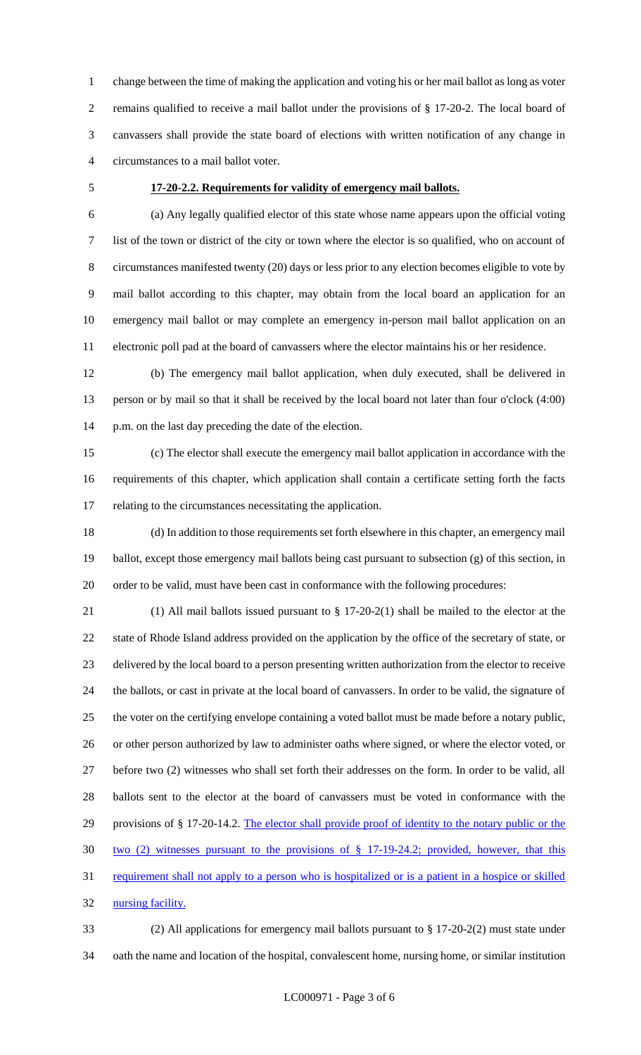change between the time of making the application and voting his or her mail ballot as long as voter remains qualified to receive a mail ballot under the provisions of § 17-20-2. The local board of canvassers shall provide the state board of elections with written notification of any change in circumstances to a mail ballot voter.

**17-20-2.2. Requirements for validity of emergency mail ballots.**

(a) Any legally qualified elector of this state whose name appears upon the official voting list of the town or district of the city or town where the elector is so qualified, who on account of circumstances manifested twenty (20) days or less prior to any election becomes eligible to vote by mail ballot according to this chapter, may obtain from the local board an application for an emergency mail ballot or may complete an emergency in-person mail ballot application on an electronic poll pad at the board of canvassers where the elector maintains his or her residence.

(b) The emergency mail ballot application, when duly executed, shall be delivered in person or by mail so that it shall be received by the local board not later than four o'clock (4:00) p.m. on the last day preceding the date of the election.

(c) The elector shall execute the emergency mail ballot application in accordance with the requirements of this chapter, which application shall contain a certificate setting forth the facts relating to the circumstances necessitating the application.

(d) In addition to those requirements set forth elsewhere in this chapter, an emergency mail ballot, except those emergency mail ballots being cast pursuant to subsection (g) of this section, in order to be valid, must have been cast in conformance with the following procedures:

(1) All mail ballots issued pursuant to § 17-20-2(1) shall be mailed to the elector at the state of Rhode Island address provided on the application by the office of the secretary of state, or delivered by the local board to a person presenting written authorization from the elector to receive the ballots, or cast in private at the local board of canvassers. In order to be valid, the signature of the voter on the certifying envelope containing a voted ballot must be made before a notary public, or other person authorized by law to administer oaths where signed, or where the elector voted, or before two (2) witnesses who shall set forth their addresses on the form. In order to be valid, all ballots sent to the elector at the board of canvassers must be voted in conformance with the provisions of § 17-20-14.2. The elector shall provide proof of identity to the notary public or the two (2) witnesses pursuant to the provisions of § 17-19-24.2; provided, however, that this requirement shall not apply to a person who is hospitalized or is a patient in a hospice or skilled nursing facility.

(2) All applications for emergency mail ballots pursuant to § 17-20-2(2) must state under oath the name and location of the hospital, convalescent home, nursing home, or similar institution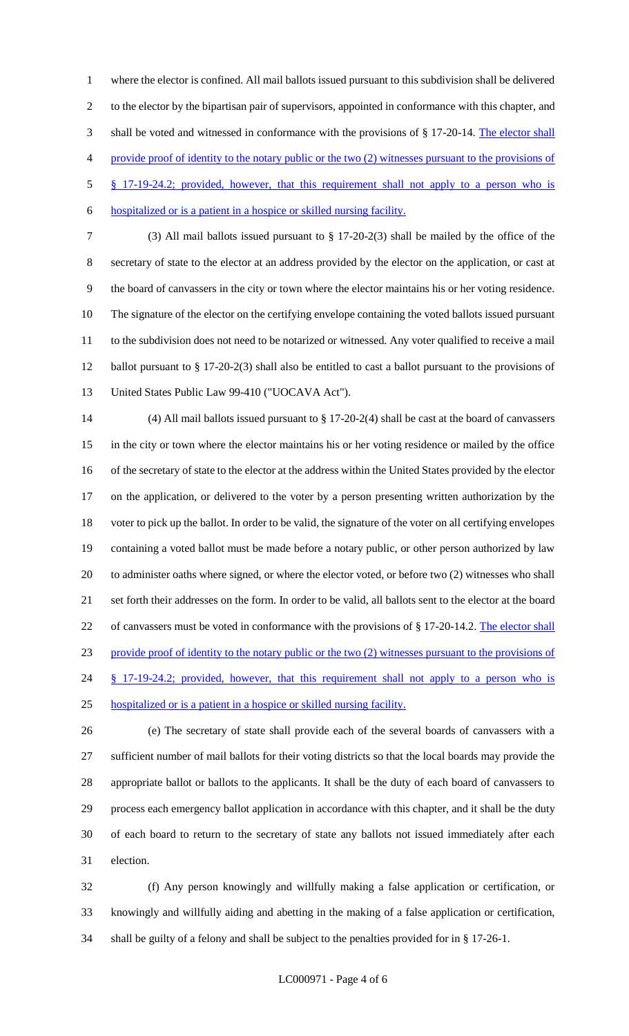where the elector is confined. All mail ballots issued pursuant to this subdivision shall be delivered to the elector by the bipartisan pair of supervisors, appointed in conformance with this chapter, and shall be voted and witnessed in conformance with the provisions of § 17-20-14. The elector shall provide proof of identity to the notary public or the two (2) witnesses pursuant to the provisions of § 17-19-24.2; provided, however, that this requirement shall not apply to a person who is hospitalized or is a patient in a hospice or skilled nursing facility.

(3) All mail ballots issued pursuant to § 17-20-2(3) shall be mailed by the office of the secretary of state to the elector at an address provided by the elector on the application, or cast at the board of canvassers in the city or town where the elector maintains his or her voting residence. The signature of the elector on the certifying envelope containing the voted ballots issued pursuant to the subdivision does not need to be notarized or witnessed. Any voter qualified to receive a mail ballot pursuant to § 17-20-2(3) shall also be entitled to cast a ballot pursuant to the provisions of United States Public Law 99-410 ("UOCAVA Act").

(4) All mail ballots issued pursuant to § 17-20-2(4) shall be cast at the board of canvassers in the city or town where the elector maintains his or her voting residence or mailed by the office of the secretary of state to the elector at the address within the United States provided by the elector on the application, or delivered to the voter by a person presenting written authorization by the voter to pick up the ballot. In order to be valid, the signature of the voter on all certifying envelopes containing a voted ballot must be made before a notary public, or other person authorized by law to administer oaths where signed, or where the elector voted, or before two (2) witnesses who shall set forth their addresses on the form. In order to be valid, all ballots sent to the elector at the board of canvassers must be voted in conformance with the provisions of § 17-20-14.2. The elector shall provide proof of identity to the notary public or the two (2) witnesses pursuant to the provisions of § 17-19-24.2; provided, however, that this requirement shall not apply to a person who is hospitalized or is a patient in a hospice or skilled nursing facility.

(e) The secretary of state shall provide each of the several boards of canvassers with a sufficient number of mail ballots for their voting districts so that the local boards may provide the appropriate ballot or ballots to the applicants. It shall be the duty of each board of canvassers to process each emergency ballot application in accordance with this chapter, and it shall be the duty of each board to return to the secretary of state any ballots not issued immediately after each election.

(f) Any person knowingly and willfully making a false application or certification, or knowingly and willfully aiding and abetting in the making of a false application or certification, shall be guilty of a felony and shall be subject to the penalties provided for in § 17-26-1.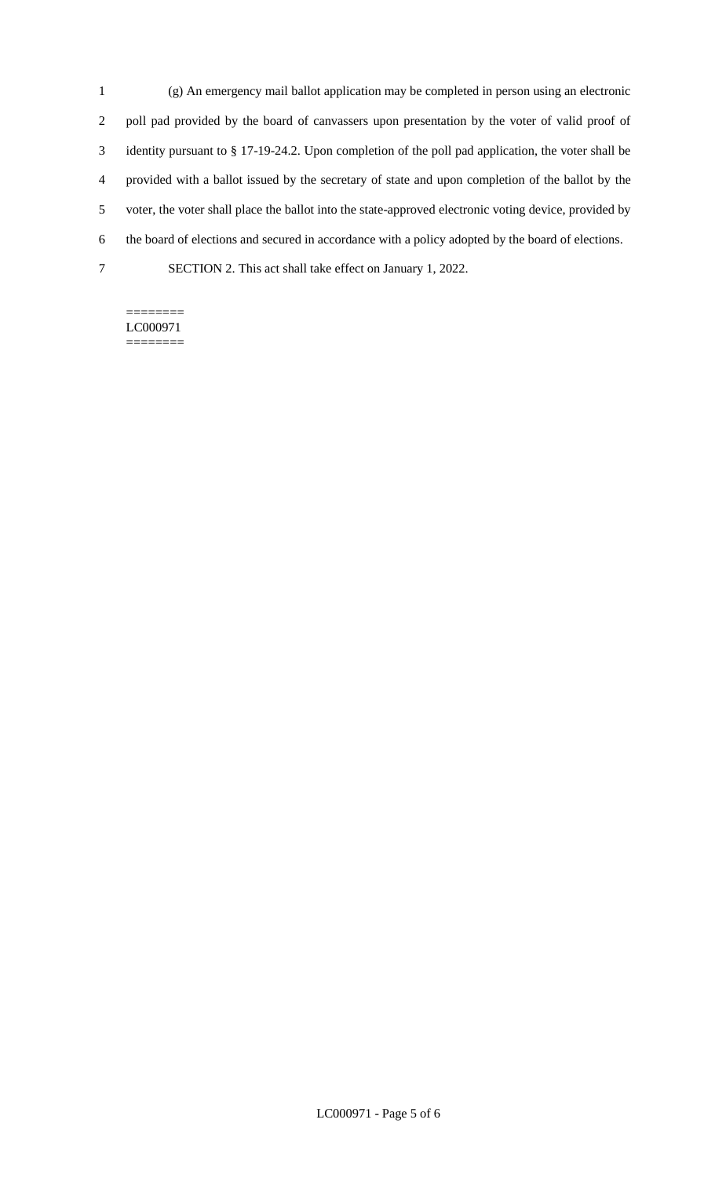(g) An emergency mail ballot application may be completed in person using an electronic poll pad provided by the board of canvassers upon presentation by the voter of valid proof of identity pursuant to § 17-19-24.2. Upon completion of the poll pad application, the voter shall be provided with a ballot issued by the secretary of state and upon completion of the ballot by the voter, the voter shall place the ballot into the state-approved electronic voting device, provided by the board of elections and secured in accordance with a policy adopted by the board of elections.

SECTION 2. This act shall take effect on January 1, 2022.

========
LC000971
========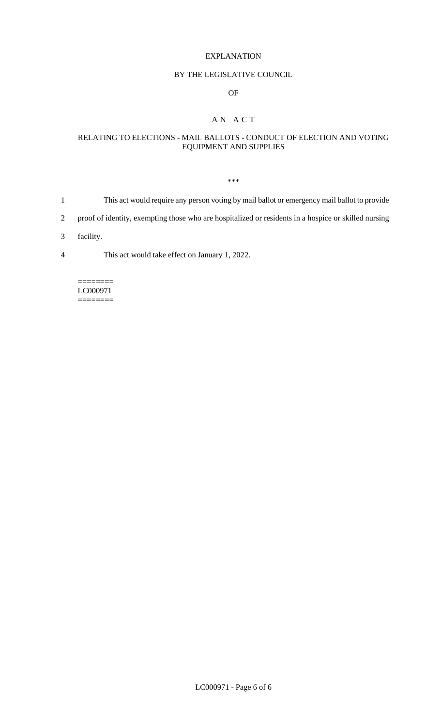EXPLANATION

BY THE LEGISLATIVE COUNCIL

OF

A N A C T

RELATING TO ELECTIONS - MAIL BALLOTS - CONDUCT OF ELECTION AND VOTING EQUIPMENT AND SUPPLIES

\*\*\*

1 This act would require any person voting by mail ballot or emergency mail ballot to provide
2 proof of identity, exempting those who are hospitalized or residents in a hospice or skilled nursing
3 facility.
4 This act would take effect on January 1, 2022.

========
LC000971
========